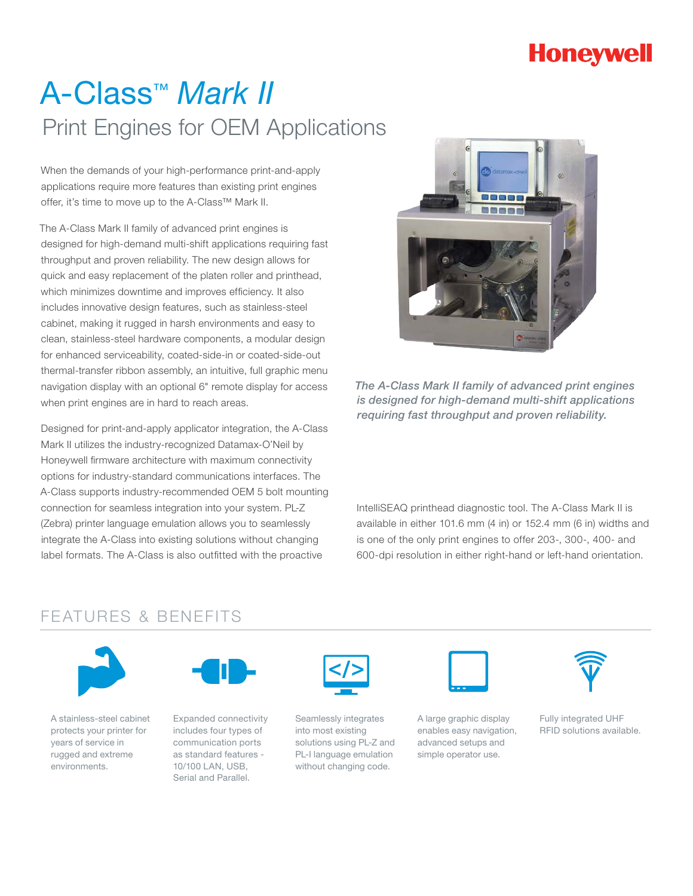Honeywell

# A-Class™ *Mark II*

## Print Engines for OEM Applications

When the demands of your high-performance print-and-apply applications require more features than existing print engines offer, it's time to move up to the A-Class™ Mark II.

The A-Class Mark II family of advanced print engines is designed for high-demand multi-shift applications requiring fast throughput and proven reliability. The new design allows for quick and easy replacement of the platen roller and printhead, which minimizes downtime and improves efficiency. It also includes innovative design features, such as stainless-steel cabinet, making it rugged in harsh environments and easy to clean, stainless-steel hardware components, a modular design for enhanced serviceability, coated-side-in or coated-side-out thermal-transfer ribbon assembly, an intuitive, full graphic menu navigation display with an optional 6" remote display for access when print engines are in hard to reach areas.

Designed for print-and-apply applicator integration, the A-Class Mark II utilizes the industry-recognized Datamax-O'Neil by Honeywell firmware architecture with maximum connectivity options for industry-standard communications interfaces. The A-Class supports industry-recommended OEM 5 bolt mounting connection for seamless integration into your system. PL-Z (Zebra) printer language emulation allows you to seamlessly integrate the A-Class into existing solutions without changing label formats. The A-Class is also outfitted with the proactive IntelliSEAQ printhead diagnostic tool. The A-Class Mark II is available in either 101.6 mm (4 in) or 152.4 mm (6 in) widths and is one of the only print engines to offer 203-, 300-, 400- and 600-dpi resolution in either right-hand or left-hand orientation.

*The A-Class Mark II family of advanced print engines is designed for high-demand multi-shift applications requiring fast throughput and proven reliability.*

## FEATURES & BENEFITS

- A stainless-steel cabinet protects your printer for years of service in rugged and extreme environments.
- Expanded connectivity includes four types of communication ports as standard features - 10/100 LAN, USB, Serial and Parallel.
- Seamlessly integrates into most existing solutions using PL-Z and PL-I language emulation without changing code.
- A large graphic display enables easy navigation, advanced setups and simple operator use.
- Fully integrated UHF RFID solutions available.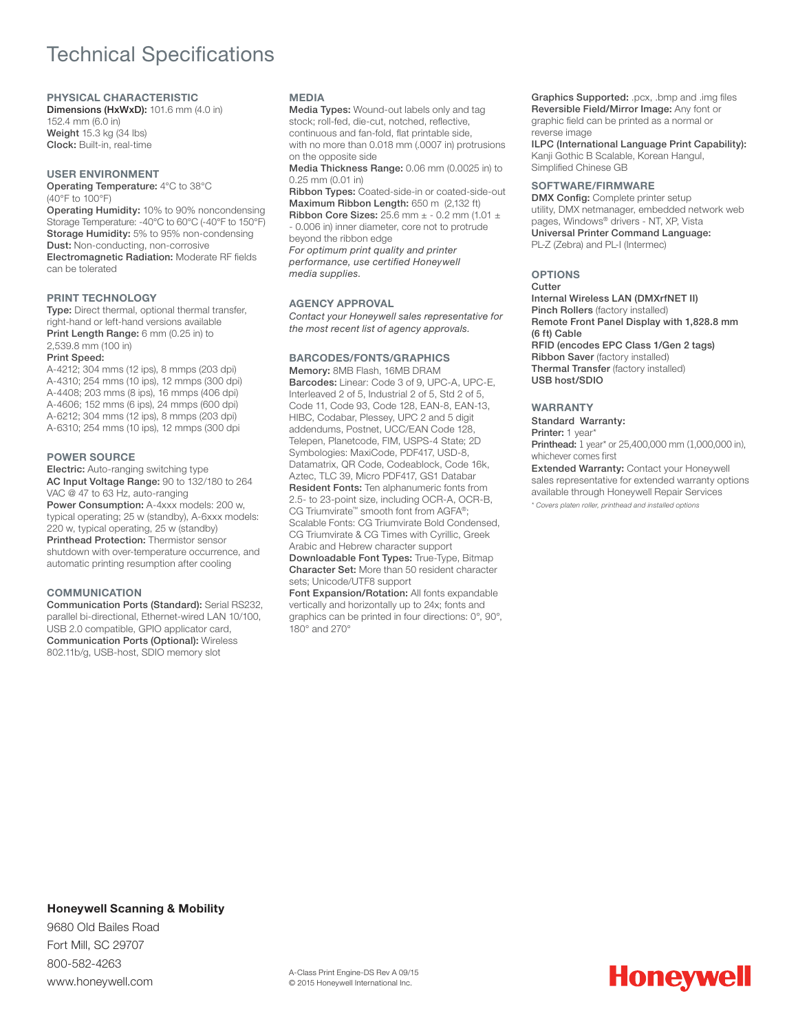# Technical Specifications

## PHYSICAL CHARACTERISTIC

**Dimensions (HxWxD):** 101.6 mm (4.0 in) 152.4 mm (6.0 in)
**Weight** 15.3 kg (34 lbs)
**Clock:** Built-in, real-time

## USER ENVIRONMENT

**Operating Temperature:** 4°C to 38°C (40°F to 100°F)
**Operating Humidity:** 10% to 90% noncondensing
Storage Temperature: -40°C to 60°C (-40°F to 150°F)
**Storage Humidity:** 5% to 95% non-condensing
**Dust:** Non-conducting, non-corrosive
**Electromagnetic Radiation:** Moderate RF fields can be tolerated

## PRINT TECHNOLOGY

**Type:** Direct thermal, optional thermal transfer, right-hand or left-hand versions available
**Print Length Range:** 6 mm (0.25 in) to 2,539.8 mm (100 in)
**Print Speed:**
A-4212; 304 mms (12 ips), 8 mmps (203 dpi)
A-4310; 254 mms (10 ips), 12 mmps (300 dpi)
A-4408; 203 mms (8 ips), 16 mmps (406 dpi)
A-4606; 152 mms (6 ips), 24 mmps (600 dpi)
A-6212; 304 mms (12 ips), 8 mmps (203 dpi)
A-6310; 254 mms (10 ips), 12 mmps (300 dpi

## POWER SOURCE

**Electric:** Auto-ranging switching type
**AC Input Voltage Range:** 90 to 132/180 to 264 VAC @ 47 to 63 Hz, auto-ranging
**Power Consumption:** A-4xxx models: 200 w, typical operating; 25 w (standby), A-6xxx models: 220 w, typical operating, 25 w (standby)
**Printhead Protection:** Thermistor sensor shutdown with over-temperature occurrence, and automatic printing resumption after cooling

## COMMUNICATION

**Communication Ports (Standard):** Serial RS232, parallel bi-directional, Ethernet-wired LAN 10/100, USB 2.0 compatible, GPIO applicator card,
**Communication Ports (Optional):** Wireless 802.11b/g, USB-host, SDIO memory slot

## MEDIA

**Media Types:** Wound-out labels only and tag stock; roll-fed, die-cut, notched, reflective, continuous and fan-fold, flat printable side, with no more than 0.018 mm (.0007 in) protrusions on the opposite side
**Media Thickness Range:** 0.06 mm (0.0025 in) to 0.25 mm (0.01 in)
**Ribbon Types:** Coated-side-in or coated-side-out
**Maximum Ribbon Length:** 650 m (2,132 ft)
**Ribbon Core Sizes:** 25.6 mm ± - 0.2 mm (1.01 ± - 0.006 in) inner diameter, core not to protrude beyond the ribbon edge
*For optimum print quality and printer performance, use certified Honeywell media supplies.*

## AGENCY APPROVAL

*Contact your Honeywell sales representative for the most recent list of agency approvals.*

## BARCODES/FONTS/GRAPHICS

**Memory:** 8MB Flash, 16MB DRAM
**Barcodes:** Linear: Code 3 of 9, UPC-A, UPC-E, Interleaved 2 of 5, Industrial 2 of 5, Std 2 of 5, Code 11, Code 93, Code 128, EAN-8, EAN-13, HIBC, Codabar, Plessey, UPC 2 and 5 digit addendums, Postnet, UCC/EAN Code 128, Telepen, Planetcode, FIM, USPS-4 State; 2D Symbologies: MaxiCode, PDF417, USD-8, Datamatrix, QR Code, Codeablock, Code 16k, Aztec, TLC 39, Micro PDF417, GS1 Databar
**Resident Fonts:** Ten alphanumeric fonts from 2.5- to 23-point size, including OCR-A, OCR-B, CG Triumvirate™ smooth font from AGFA®; Scalable Fonts: CG Triumvirate Bold Condensed, CG Triumvirate & CG Times with Cyrillic, Greek Arabic and Hebrew character support
**Downloadable Font Types:** True-Type, Bitmap
**Character Set:** More than 50 resident character sets; Unicode/UTF8 support
**Font Expansion/Rotation:** All fonts expandable vertically and horizontally up to 24x; fonts and graphics can be printed in four directions: 0°, 90°, 180° and 270°
**Graphics Supported:** .pcx, .bmp and .img files
**Reversible Field/Mirror Image:** Any font or graphic field can be printed as a normal or reverse image
**ILPC (International Language Print Capability):** Kanji Gothic B Scalable, Korean Hangul, Simplified Chinese GB

## SOFTWARE/FIRMWARE

**DMX Config:** Complete printer setup utility, DMX netmanager, embedded network web pages, Windows® drivers - NT, XP, Vista
**Universal Printer Command Language:** PL-Z (Zebra) and PL-I (Intermec)

## OPTIONS

**Cutter**
**Internal Wireless LAN (DMXrfNET II)**
**Pinch Rollers** (factory installed)
**Remote Front Panel Display with 1,828.8 mm (6 ft) Cable**
**RFID (encodes EPC Class 1/Gen 2 tags)**
**Ribbon Saver** (factory installed)
**Thermal Transfer** (factory installed)
**USB host/SDIO**

## WARRANTY

**Standard Warranty:**
**Printer:** 1 year*
**Printhead:** 1 year* or 25,400,000 mm (1,000,000 in), whichever comes first
**Extended Warranty:** Contact your Honeywell sales representative for extended warranty options available through Honeywell Repair Services

*\* Covers platen roller, printhead and installed options*

**Honeywell Scanning & Mobility**
9680 Old Bailes Road
Fort Mill, SC 29707
800-582-4263
www.honeywell.com

A-Class Print Engine-DS Rev A 09/15
© 2015 Honeywell International Inc.

Honeywell